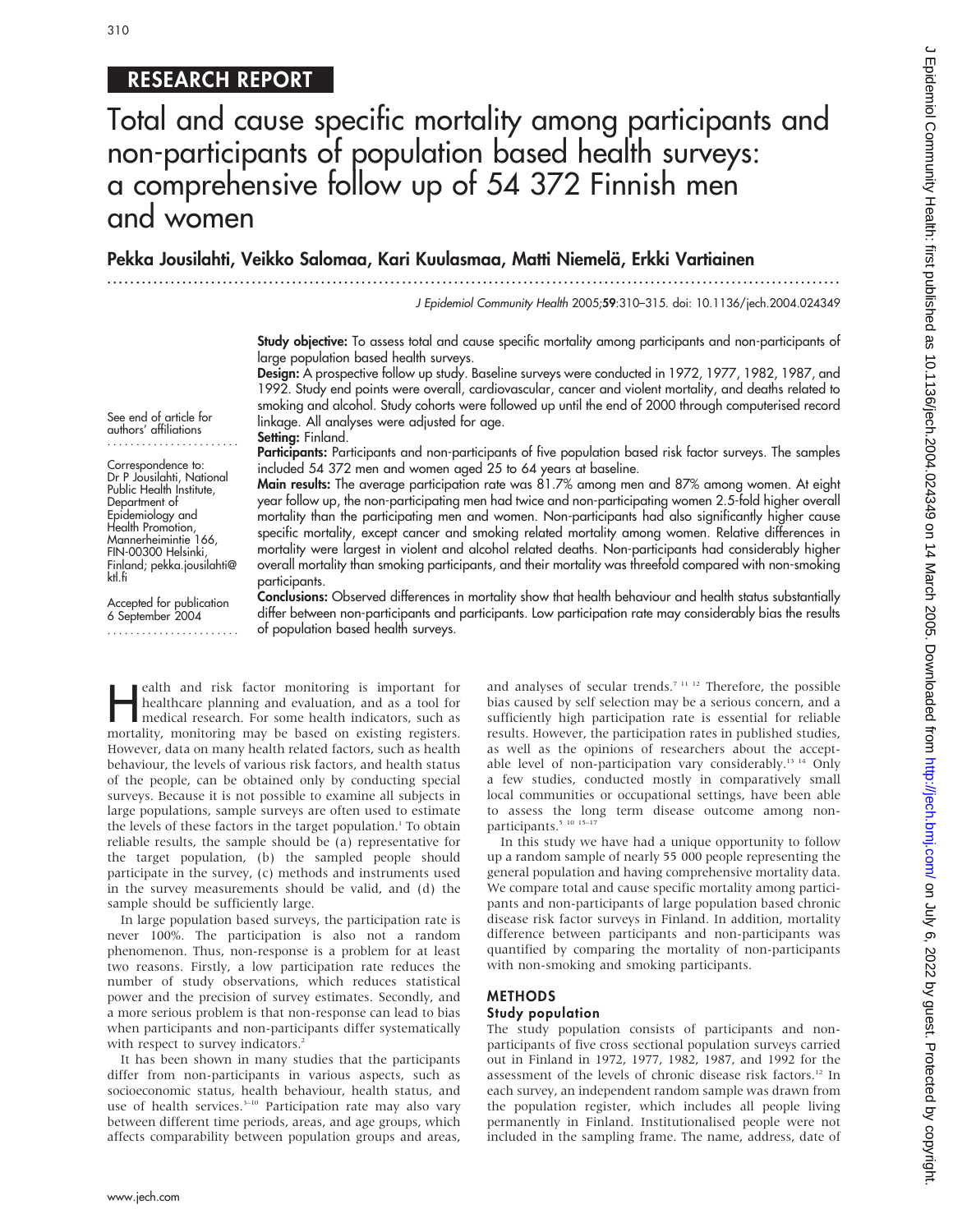## RESEARCH REPORT

# Total and cause specific mortality among participants and non-participants of population based health surveys: a comprehensive follow up of 54 372 Finnish men and women

**Pekka Jousilahti, Veikko Salomaa, Kari Kuulasmaa, Matti Niemelä, Erkki Vartiainen**

*J Epidemiol Community Health* 2005;**59**:310–315. doi: 10.1136/jech.2004.024349

See end of article for authors' affiliations

Correspondence to: Dr P Jousilahti, National Public Health Institute, Department of Epidemiology and Health Promotion, Mannerheimintie 166, FIN-00300 Helsinki, Finland; pekka.jousilahti@ktl.fi

Accepted for publication 6 September 2004

**Study objective:** To assess total and cause specific mortality among participants and non-participants of large population based health surveys.

**Design:** A prospective follow up study. Baseline surveys were conducted in 1972, 1977, 1982, 1987, and 1992. Study end points were overall, cardiovascular, cancer and violent mortality, and deaths related to smoking and alcohol. Study cohorts were followed up until the end of 2000 through computerised record linkage. All analyses were adjusted for age.

**Setting:** Finland.

**Participants:** Participants and non-participants of five population based risk factor surveys. The samples included 54 372 men and women aged 25 to 64 years at baseline.

**Main results:** The average participation rate was 81.7% among men and 87% among women. At eight year follow up, the non-participating men had twice and non-participating women 2.5-fold higher overall mortality than the participating men and women. Non-participants had also significantly higher cause specific mortality, except cancer and smoking related mortality among women. Relative differences in mortality were largest in violent and alcohol related deaths. Non-participants had considerably higher overall mortality than smoking participants, and their mortality was threefold compared with non-smoking participants.

**Conclusions:** Observed differences in mortality show that health behaviour and health status substantially differ between non-participants and participants. Low participation rate may considerably bias the results of population based health surveys.

Health and risk factor monitoring is important for healthcare planning and evaluation, and as a tool for medical research. For some health indicators, such as mortality, monitoring may be based on existing registers. However, data on many health related factors, such as health behaviour, the levels of various risk factors, and health status of the people, can be obtained only by conducting special surveys. Because it is not possible to examine all subjects in large populations, sample surveys are often used to estimate the levels of these factors in the target population.[1] To obtain reliable results, the sample should be (a) representative for the target population, (b) the sampled people should participate in the survey, (c) methods and instruments used in the survey measurements should be valid, and (d) the sample should be sufficiently large.

In large population based surveys, the participation rate is never 100%. The participation is also not a random phenomenon. Thus, non-response is a problem for at least two reasons. Firstly, a low participation rate reduces the number of study observations, which reduces statistical power and the precision of survey estimates. Secondly, and a more serious problem is that non-response can lead to bias when participants and non-participants differ systematically with respect to survey indicators.[2]

It has been shown in many studies that the participants differ from non-participants in various aspects, such as socioeconomic status, health behaviour, health status, and use of health services.[3–10] Participation rate may also vary between different time periods, areas, and age groups, which affects comparability between population groups and areas, and analyses of secular trends.[7 11 12] Therefore, the possible bias caused by self selection may be a serious concern, and a sufficiently high participation rate is essential for reliable results. However, the participation rates in published studies, as well as the opinions of researchers about the acceptable level of non-participation vary considerably.[13 14] Only a few studies, conducted mostly in comparatively small local communities or occupational settings, have been able to assess the long term disease outcome among non-participants.[5 10 15–17]

In this study we have had a unique opportunity to follow up a random sample of nearly 55 000 people representing the general population and having comprehensive mortality data. We compare total and cause specific mortality among participants and non-participants of large population based chronic disease risk factor surveys in Finland. In addition, mortality difference between participants and non-participants was quantified by comparing the mortality of non-participants with non-smoking and smoking participants.

## METHODS

### Study population

The study population consists of participants and non-participants of five cross sectional population surveys carried out in Finland in 1972, 1977, 1982, 1987, and 1992 for the assessment of the levels of chronic disease risk factors.[12] In each survey, an independent random sample was drawn from the population register, which includes all people living permanently in Finland. Institutionalised people were not included in the sampling frame. The name, address, date of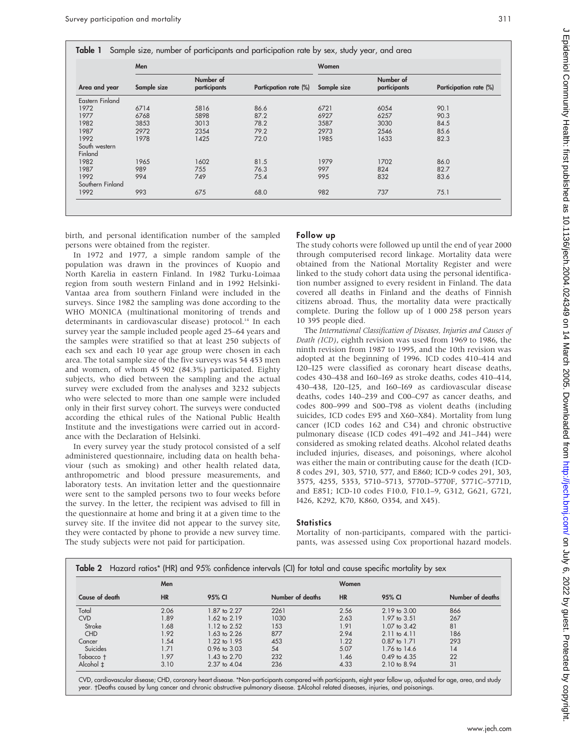**Table 1** Sample size, number of participants and participation rate by sex, study year, and area

| | Men | | | Women | | |
|---|---|---|---|---|---|---|
| Area and year | Sample size | Number of participants | Particpation rate (%) | Sample size | Number of participants | Participation rate (%) |
| Eastern Finland | | | | | | |
| 1972 | 6714 | 5816 | 86.6 | 6721 | 6054 | 90.1 |
| 1977 | 6768 | 5898 | 87.2 | 6927 | 6257 | 90.3 |
| 1982 | 3853 | 3013 | 78.2 | 3587 | 3030 | 84.5 |
| 1987 | 2972 | 2354 | 79.2 | 2973 | 2546 | 85.6 |
| 1992 | 1978 | 1425 | 72.0 | 1985 | 1633 | 82.3 |
| South western Finland | | | | | | |
| 1982 | 1965 | 1602 | 81.5 | 1979 | 1702 | 86.0 |
| 1987 | 989 | 755 | 76.3 | 997 | 824 | 82.7 |
| 1992 | 994 | 749 | 75.4 | 995 | 832 | 83.6 |
| Southern Finland | | | | | | |
| 1992 | 993 | 675 | 68.0 | 982 | 737 | 75.1 |

birth, and personal identification number of the sampled persons were obtained from the register.

In 1972 and 1977, a simple random sample of the population was drawn in the provinces of Kuopio and North Karelia in eastern Finland. In 1982 Turku-Loimaa region from south western Finland and in 1992 Helsinki-Vantaa area from southern Finland were included in the surveys. Since 1982 the sampling was done according to the WHO MONICA (multinational monitoring of trends and determinants in cardiovascular disease) protocol.[14] In each survey year the sample included people aged 25–64 years and the samples were stratified so that at least 250 subjects of each sex and each 10 year age group were chosen in each area. The total sample size of the five surveys was 54 453 men and women, of whom 45 902 (84.3%) participated. Eighty subjects, who died between the sampling and the actual survey were excluded from the analyses and 3232 subjects who were selected to more than one sample were included only in their first survey cohort. The surveys were conducted according the ethical rules of the National Public Health Institute and the investigations were carried out in accordance with the Declaration of Helsinki.

In every survey year the study protocol consisted of a self administered questionnaire, including data on health behaviour (such as smoking) and other health related data, anthropometric and blood pressure measurements, and laboratory tests. An invitation letter and the questionnaire were sent to the sampled persons two to four weeks before the survey. In the letter, the recipient was advised to fill in the questionnaire at home and bring it at a given time to the survey site. If the invitee did not appear to the survey site, they were contacted by phone to provide a new survey time. The study subjects were not paid for participation.

## Follow up

The study cohorts were followed up until the end of year 2000 through computerised record linkage. Mortality data were obtained from the National Mortality Register and were linked to the study cohort data using the personal identification number assigned to every resident in Finland. The data covered all deaths in Finland and the deaths of Finnish citizens abroad. Thus, the mortality data were practically complete. During the follow up of 1 000 258 person years 10 395 people died.

The *International Classification of Diseases, Injuries and Causes of Death (ICD)*, eighth revision was used from 1969 to 1986, the ninth revision from 1987 to 1995, and the 10th revision was adopted at the beginning of 1996. ICD codes 410–414 and I20–I25 were classified as coronary heart disease deaths, codes 430–438 and I60–I69 as stroke deaths, codes 410–414, 430–438, I20–I25, and I60–I69 as cardiovascular disease deaths, codes 140–239 and C00–C97 as cancer deaths, and codes 800–999 and S00–T98 as violent deaths (including suicides, ICD codes E95 and X60–X84). Mortality from lung cancer (ICD codes 162 and C34) and chronic obstructive pulmonary disease (ICD codes 491–492 and J41–J44) were considered as smoking related deaths. Alcohol related deaths included injuries, diseases, and poisonings, where alcohol was either the main or contributing cause for the death (ICD-8 codes 291, 303, 5710, 577, and E860; ICD-9 codes 291, 303, 3575, 4255, 5353, 5710–5713, 5770D–5770F, 5771C–5771D, and E851; ICD-10 codes F10.0, F10.1–9, G312, G621, G721, I426, K292, K70, K860, O354, and X45).

## Statistics

Mortality of non-participants, compared with the participants, was assessed using Cox proportional hazard models.

**Table 2** Hazard ratios* (HR) and 95% confidence intervals (CI) for total and cause specific mortality by sex

| | Men | | | Women | | |
|---|---|---|---|---|---|---|
| Cause of death | HR | 95% CI | Number of deaths | HR | 95% CI | Number of deaths |
| Total | 2.06 | 1.87 to 2.27 | 2261 | 2.56 | 2.19 to 3.00 | 866 |
| CVD | 1.89 | 1.62 to 2.19 | 1030 | 2.63 | 1.97 to 3.51 | 267 |
| Stroke | 1.68 | 1.12 to 2.52 | 153 | 1.91 | 1.07 to 3.42 | 81 |
| CHD | 1.92 | 1.63 to 2.26 | 877 | 2.94 | 2.11 to 4.11 | 186 |
| Cancer | 1.54 | 1.22 to 1.95 | 453 | 1.22 | 0.87 to 1.71 | 293 |
| Suicides | 1.71 | 0.96 to 3.03 | 54 | 5.07 | 1.76 to 14.6 | 14 |
| Tobacco † | 1.97 | 1.43 to 2.70 | 232 | 1.46 | 0.49 to 4.35 | 22 |
| Alcohol ‡ | 3.10 | 2.37 to 4.04 | 236 | 4.33 | 2.10 to 8.94 | 31 |

CVD, cardiovascular disease; CHD, coronary heart disease. *Non-participants compared with participants, eight year follow up, adjusted for age, area, and study year. †Deaths caused by lung cancer and chronic obstructive pulmonary disease. ‡Alcohol related diseases, injuries, and poisonings.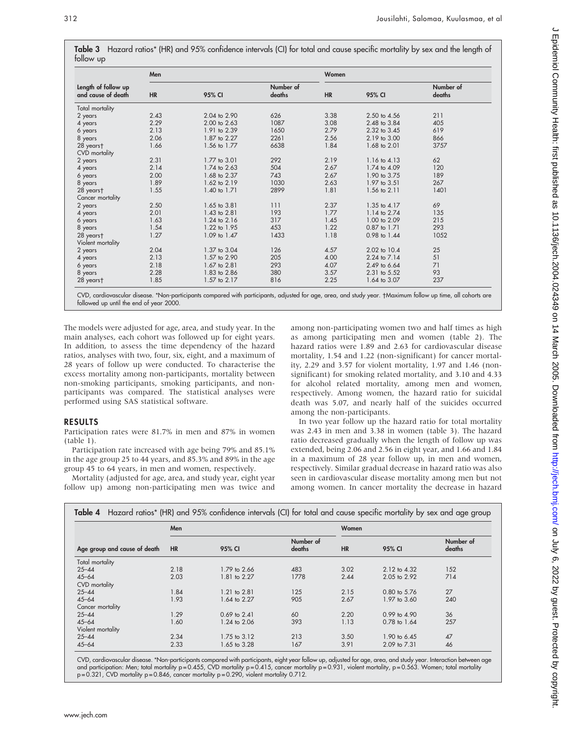**Table 3** Hazard ratios* (HR) and 95% confidence intervals (CI) for total and cause specific mortality by sex and the length of follow up

| Length of follow up and cause of death | Men | | | Women | | |
|---|---|---|---|---|---|---|
| | HR | 95% CI | Number of deaths | HR | 95% CI | Number of deaths |
| Total mortality | | | | | | |
| 2 years | 2.43 | 2.04 to 2.90 | 626 | 3.38 | 2.50 to 4.56 | 211 |
| 4 years | 2.29 | 2.00 to 2.63 | 1087 | 3.08 | 2.48 to 3.84 | 405 |
| 6 years | 2.13 | 1.91 to 2.39 | 1650 | 2.79 | 2.32 to 3.45 | 619 |
| 8 years | 2.06 | 1.87 to 2.27 | 2261 | 2.56 | 2.19 to 3.00 | 866 |
| 28 years† | 1.66 | 1.56 to 1.77 | 6638 | 1.84 | 1.68 to 2.01 | 3757 |
| CVD mortality | | | | | | |
| 2 years | 2.31 | 1.77 to 3.01 | 292 | 2.19 | 1.16 to 4.13 | 62 |
| 4 years | 2.14 | 1.74 to 2.63 | 504 | 2.67 | 1.74 to 4.09 | 120 |
| 6 years | 2.00 | 1.68 to 2.37 | 743 | 2.67 | 1.90 to 3.75 | 189 |
| 8 years | 1.89 | 1.62 to 2.19 | 1030 | 2.63 | 1.97 to 3.51 | 267 |
| 28 years† | 1.55 | 1.40 to 1.71 | 2899 | 1.81 | 1.56 to 2.11 | 1401 |
| Cancer mortality | | | | | | |
| 2 years | 2.50 | 1.65 to 3.81 | 111 | 2.37 | 1.35 to 4.17 | 69 |
| 4 years | 2.01 | 1.43 to 2.81 | 193 | 1.77 | 1.14 to 2.74 | 135 |
| 6 years | 1.63 | 1.24 to 2.16 | 317 | 1.45 | 1.00 to 2.09 | 215 |
| 8 years | 1.54 | 1.22 to 1.95 | 453 | 1.22 | 0.87 to 1.71 | 293 |
| 28 years† | 1.27 | 1.09 to 1.47 | 1433 | 1.18 | 0.98 to 1.44 | 1052 |
| Violent mortality | | | | | | |
| 2 years | 2.04 | 1.37 to 3.04 | 126 | 4.57 | 2.02 to 10.4 | 25 |
| 4 years | 2.13 | 1.57 to 2.90 | 205 | 4.00 | 2.24 to 7.14 | 51 |
| 6 years | 2.18 | 1.67 to 2.81 | 293 | 4.07 | 2.49 to 6.64 | 71 |
| 8 years | 2.28 | 1.83 to 2.86 | 380 | 3.57 | 2.31 to 5.52 | 93 |
| 28 years† | 1.85 | 1.57 to 2.17 | 816 | 2.25 | 1.64 to 3.07 | 237 |

CVD, cardiovascular disease. *Non-participants compared with participants, adjusted for age, area, and study year. †Maximum follow up time, all cohorts are followed up until the end of year 2000.

The models were adjusted for age, area, and study year. In the main analyses, each cohort was followed up for eight years. In addition, to assess the time dependency of the hazard ratios, analyses with two, four, six, eight, and a maximum of 28 years of follow up were conducted. To characterise the excess mortality among non-participants, mortality between non-smoking participants, smoking participants, and non-participants was compared. The statistical analyses were performed using SAS statistical software.

## RESULTS

Participation rates were 81.7% in men and 87% in women (table 1).

Participation rate increased with age being 79% and 85.1% in the age group 25 to 44 years, and 85.3% and 89% in the age group 45 to 64 years, in men and women, respectively.

Mortality (adjusted for age, area, and study year, eight year follow up) among non-participating men was twice and among non-participating women two and half times as high as among participating men and women (table 2). The hazard ratios were 1.89 and 2.63 for cardiovascular disease mortality, 1.54 and 1.22 (non-significant) for cancer mortality, 2.29 and 3.57 for violent mortality, 1.97 and 1.46 (non-significant) for smoking related mortality, and 3.10 and 4.33 for alcohol related mortality, among men and women, respectively. Among women, the hazard ratio for suicidal death was 5.07, and nearly half of the suicides occurred among the non-participants.

In two year follow up the hazard ratio for total mortality was 2.43 in men and 3.38 in women (table 3). The hazard ratio decreased gradually when the length of follow up was extended, being 2.06 and 2.56 in eight year, and 1.66 and 1.84 in a maximum of 28 year follow up, in men and women, respectively. Similar gradual decrease in hazard ratio was also seen in cardiovascular disease mortality among men but not among women. In cancer mortality the decrease in hazard

**Table 4** Hazard ratios* (HR) and 95% confidence intervals (CI) for total and cause specific mortality by sex and age group

| Age group and cause of death | Men | | | Women | | |
|---|---|---|---|---|---|---|
| | HR | 95% CI | Number of deaths | HR | 95% CI | Number of deaths |
| Total mortality | | | | | | |
| 25–44 | 2.18 | 1.79 to 2.66 | 483 | 3.02 | 2.12 to 4.32 | 152 |
| 45–64 | 2.03 | 1.81 to 2.27 | 1778 | 2.44 | 2.05 to 2.92 | 714 |
| CVD mortality | | | | | | |
| 25–44 | 1.84 | 1.21 to 2.81 | 125 | 2.15 | 0.80 to 5.76 | 27 |
| 45–64 | 1.93 | 1.64 to 2.27 | 905 | 2.67 | 1.97 to 3.60 | 240 |
| Cancer mortality | | | | | | |
| 25–44 | 1.29 | 0.69 to 2.41 | 60 | 2.20 | 0.99 to 4.90 | 36 |
| 45–64 | 1.60 | 1.24 to 2.06 | 393 | 1.13 | 0.78 to 1.64 | 257 |
| Violent mortality | | | | | | |
| 25–44 | 2.34 | 1.75 to 3.12 | 213 | 3.50 | 1.90 to 6.45 | 47 |
| 45–64 | 2.33 | 1.65 to 3.28 | 167 | 3.91 | 2.09 to 7.31 | 46 |

CVD, cardiovascular disease. *Non-participants compared with participants, eight year follow up, adjusted for age, area, and study year. Interaction between age and participation: Men; total mortality $p=0.455$, CVD mortality $p=0.415$, cancer mortality $p=0.931$, violent mortality, $p=0.563$. Women; total mortality $p=0.321$, CVD mortality $p=0.846$, cancer mortality $p=0.290$, violent mortality 0.712.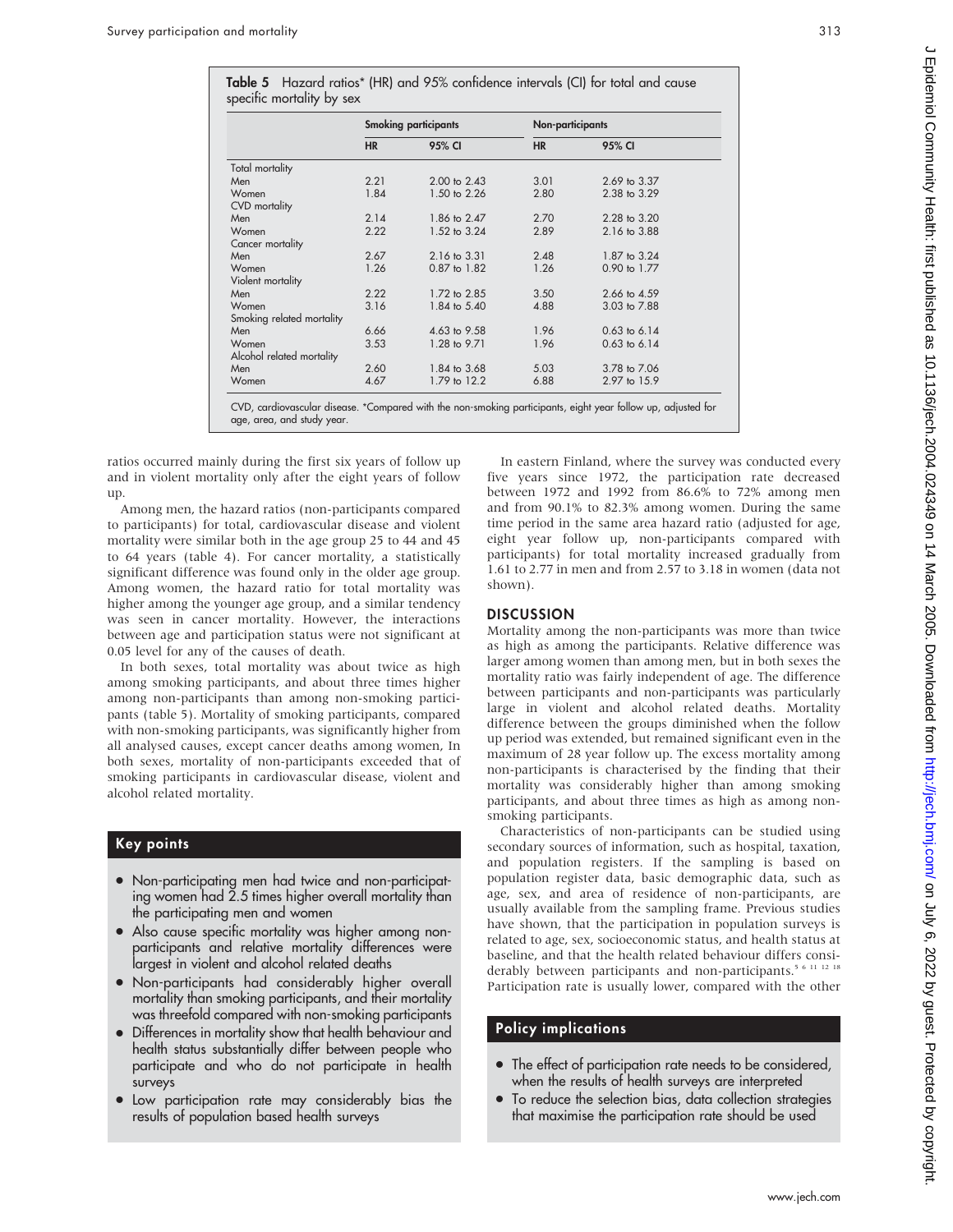**Table 5** Hazard ratios* (HR) and 95% confidence intervals (CI) for total and cause specific mortality by sex

| | Smoking participants | | Non-participants | |
|---|---|---|---|---|
| | HR | 95% CI | HR | 95% CI |
| Total mortality | | | | |
| Men | 2.21 | 2.00 to 2.43 | 3.01 | 2.69 to 3.37 |
| Women | 1.84 | 1.50 to 2.26 | 2.80 | 2.38 to 3.29 |
| CVD mortality | | | | |
| Men | 2.14 | 1.86 to 2.47 | 2.70 | 2.28 to 3.20 |
| Women | 2.22 | 1.52 to 3.24 | 2.89 | 2.16 to 3.88 |
| Cancer mortality | | | | |
| Men | 2.67 | 2.16 to 3.31 | 2.48 | 1.87 to 3.24 |
| Women | 1.26 | 0.87 to 1.82 | 1.26 | 0.90 to 1.77 |
| Violent mortality | | | | |
| Men | 2.22 | 1.72 to 2.85 | 3.50 | 2.66 to 4.59 |
| Women | 3.16 | 1.84 to 5.40 | 4.88 | 3.03 to 7.88 |
| Smoking related mortality | | | | |
| Men | 6.66 | 4.63 to 9.58 | 1.96 | 0.63 to 6.14 |
| Women | 3.53 | 1.28 to 9.71 | 1.96 | 0.63 to 6.14 |
| Alcohol related mortality | | | | |
| Men | 2.60 | 1.84 to 3.68 | 5.03 | 3.78 to 7.06 |
| Women | 4.67 | 1.79 to 12.2 | 6.88 | 2.97 to 15.9 |

CVD, cardiovascular disease. *Compared with the non-smoking participants, eight year follow up, adjusted for age, area, and study year.

ratios occurred mainly during the first six years of follow up and in violent mortality only after the eight years of follow up.

Among men, the hazard ratios (non-participants compared to participants) for total, cardiovascular disease and violent mortality were similar both in the age group 25 to 44 and 45 to 64 years (table 4). For cancer mortality, a statistically significant difference was found only in the older age group. Among women, the hazard ratio for total mortality was higher among the younger age group, and a similar tendency was seen in cancer mortality. However, the interactions between age and participation status were not significant at 0.05 level for any of the causes of death.

In both sexes, total mortality was about twice as high among smoking participants, and about three times higher among non-participants than among non-smoking participants (table 5). Mortality of smoking participants, compared with non-smoking participants, was significantly higher from all analysed causes, except cancer deaths among women, In both sexes, mortality of non-participants exceeded that of smoking participants in cardiovascular disease, violent and alcohol related mortality.

## Key points

- Non-participating men had twice and non-participating women had 2.5 times higher overall mortality than the participating men and women
- Also cause specific mortality was higher among non-participants and relative mortality differences were largest in violent and alcohol related deaths
- Non-participants had considerably higher overall mortality than smoking participants, and their mortality was threefold compared with non-smoking participants
- Differences in mortality show that health behaviour and health status substantially differ between people who participate and who do not participate in health surveys
- Low participation rate may considerably bias the results of population based health surveys

In eastern Finland, where the survey was conducted every five years since 1972, the participation rate decreased between 1972 and 1992 from 86.6% to 72% among men and from 90.1% to 82.3% among women. During the same time period in the same area hazard ratio (adjusted for age, eight year follow up, non-participants compared with participants) for total mortality increased gradually from 1.61 to 2.77 in men and from 2.57 to 3.18 in women (data not shown).

## DISCUSSION

Mortality among the non-participants was more than twice as high as among the participants. Relative difference was larger among women than among men, but in both sexes the mortality ratio was fairly independent of age. The difference between participants and non-participants was particularly large in violent and alcohol related deaths. Mortality difference between the groups diminished when the follow up period was extended, but remained significant even in the maximum of 28 year follow up. The excess mortality among non-participants is characterised by the finding that their mortality was considerably higher than among smoking participants, and about three times as high as among non-smoking participants.

Characteristics of non-participants can be studied using secondary sources of information, such as hospital, taxation, and population registers. If the sampling is based on population register data, basic demographic data, such as age, sex, and area of residence of non-participants, are usually available from the sampling frame. Previous studies have shown, that the participation in population surveys is related to age, sex, socioeconomic status, and health status at baseline, and that the health related behaviour differs considerably between participants and non-participants.[5 6 11 12 18] Participation rate is usually lower, compared with the other

## Policy implications

- The effect of participation rate needs to be considered, when the results of health surveys are interpreted
- To reduce the selection bias, data collection strategies that maximise the participation rate should be used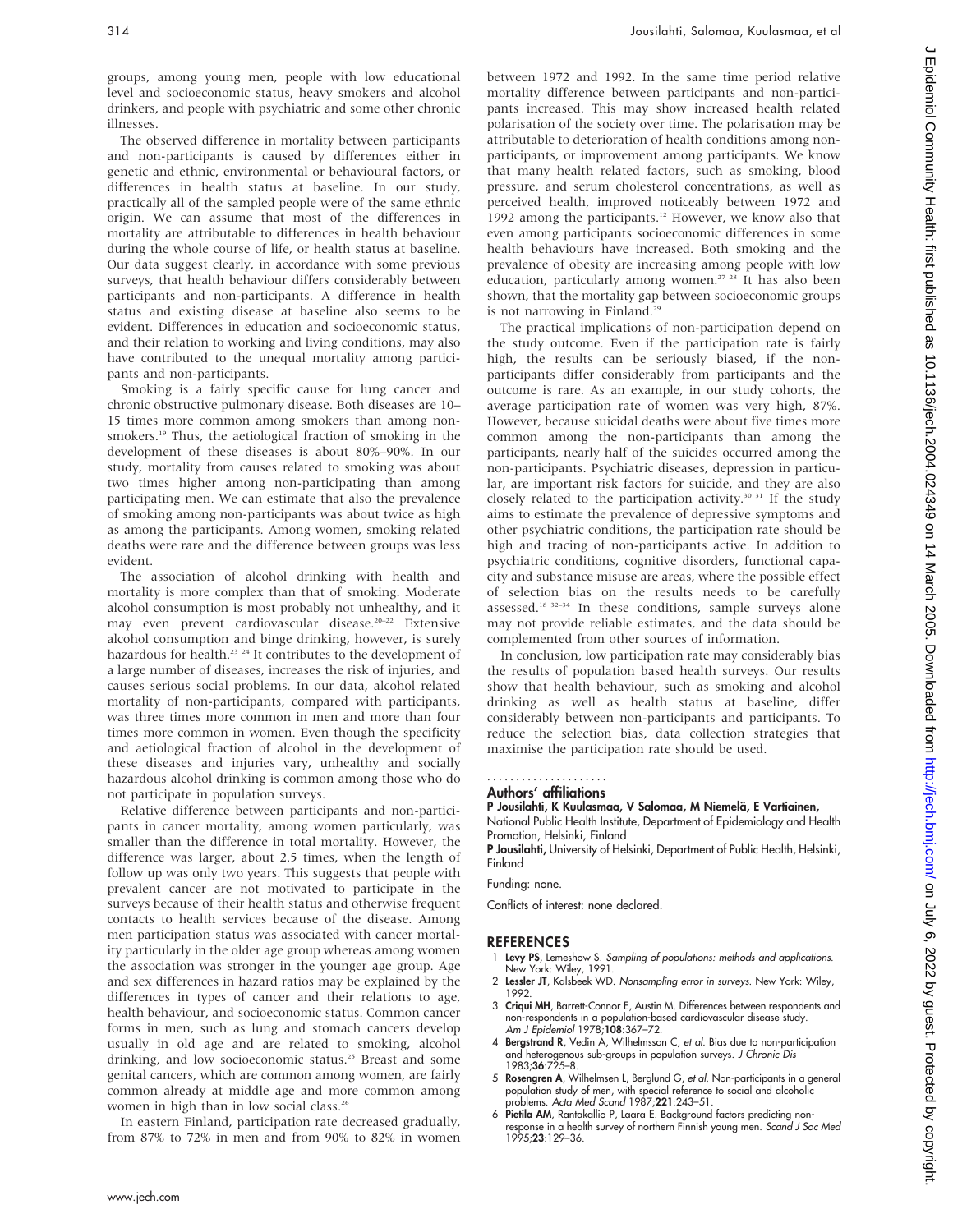groups, among young men, people with low educational level and socioeconomic status, heavy smokers and alcohol drinkers, and people with psychiatric and some other chronic illnesses.

The observed difference in mortality between participants and non-participants is caused by differences either in genetic and ethnic, environmental or behavioural factors, or differences in health status at baseline. In our study, practically all of the sampled people were of the same ethnic origin. We can assume that most of the differences in mortality are attributable to differences in health behaviour during the whole course of life, or health status at baseline. Our data suggest clearly, in accordance with some previous surveys, that health behaviour differs considerably between participants and non-participants. A difference in health status and existing disease at baseline also seems to be evident. Differences in education and socioeconomic status, and their relation to working and living conditions, may also have contributed to the unequal mortality among participants and non-participants.

Smoking is a fairly specific cause for lung cancer and chronic obstructive pulmonary disease. Both diseases are 10–15 times more common among smokers than among non-smokers.[19] Thus, the aetiological fraction of smoking in the development of these diseases is about 80%–90%. In our study, mortality from causes related to smoking was about two times higher among non-participating than among participating men. We can estimate that also the prevalence of smoking among non-participants was about twice as high as among the participants. Among women, smoking related deaths were rare and the difference between groups was less evident.

The association of alcohol drinking with health and mortality is more complex than that of smoking. Moderate alcohol consumption is most probably not unhealthy, and it may even prevent cardiovascular disease.[20–22] Extensive alcohol consumption and binge drinking, however, is surely hazardous for health.[23 24] It contributes to the development of a large number of diseases, increases the risk of injuries, and causes serious social problems. In our data, alcohol related mortality of non-participants, compared with participants, was three times more common in men and more than four times more common in women. Even though the specificity and aetiological fraction of alcohol in the development of these diseases and injuries vary, unhealthy and socially hazardous alcohol drinking is common among those who do not participate in population surveys.

Relative difference between participants and non-participants in cancer mortality, among women particularly, was smaller than the difference in total mortality. However, the difference was larger, about 2.5 times, when the length of follow up was only two years. This suggests that people with prevalent cancer are not motivated to participate in the surveys because of their health status and otherwise frequent contacts to health services because of the disease. Among men participation status was associated with cancer mortality particularly in the older age group whereas among women the association was stronger in the younger age group. Age and sex differences in hazard ratios may be explained by the differences in types of cancer and their relations to age, health behaviour, and socioeconomic status. Common cancer forms in men, such as lung and stomach cancers develop usually in old age and are related to smoking, alcohol drinking, and low socioeconomic status.[25] Breast and some genital cancers, which are common among women, are fairly common already at middle age and more common among women in high than in low social class.[26]

In eastern Finland, participation rate decreased gradually, from 87% to 72% in men and from 90% to 82% in women between 1972 and 1992. In the same time period relative mortality difference between participants and non-participants increased. This may show increased health related polarisation of the society over time. The polarisation may be attributable to deterioration of health conditions among non-participants, or improvement among participants. We know that many health related factors, such as smoking, blood pressure, and serum cholesterol concentrations, as well as perceived health, improved noticeably between 1972 and 1992 among the participants.[12] However, we know also that even among participants socioeconomic differences in some health behaviours have increased. Both smoking and the prevalence of obesity are increasing among people with low education, particularly among women.[27 28] It has also been shown, that the mortality gap between socioeconomic groups is not narrowing in Finland.[29]

The practical implications of non-participation depend on the study outcome. Even if the participation rate is fairly high, the results can be seriously biased, if the non-participants differ considerably from participants and the outcome is rare. As an example, in our study cohorts, the average participation rate of women was very high, 87%. However, because suicidal deaths were about five times more common among the non-participants than among the participants, nearly half of the suicides occurred among the non-participants. Psychiatric diseases, depression in particular, are important risk factors for suicide, and they are also closely related to the participation activity.[30 31] If the study aims to estimate the prevalence of depressive symptoms and other psychiatric conditions, the participation rate should be high and tracing of non-participants active. In addition to psychiatric conditions, cognitive disorders, functional capacity and substance misuse are areas, where the possible effect of selection bias on the results needs to be carefully assessed.[18 32–34] In these conditions, sample surveys alone may not provide reliable estimates, and the data should be complemented from other sources of information.

In conclusion, low participation rate may considerably bias the results of population based health surveys. Our results show that health behaviour, such as smoking and alcohol drinking as well as health status at baseline, differ considerably between non-participants and participants. To reduce the selection bias, data collection strategies that maximise the participation rate should be used.

### Authors' affiliations

**P Jousilahti, K Kuulasmaa, V Salomaa, M Niemelä, E Vartiainen,** National Public Health Institute, Department of Epidemiology and Health Promotion, Helsinki, Finland

**P Jousilahti,** University of Helsinki, Department of Public Health, Helsinki, Finland

Funding: none.

Conflicts of interest: none declared.

## REFERENCES

1. **Levy PS**, Lemeshow S. *Sampling of populations: methods and applications.* New York: Wiley, 1991.
2. **Lessler JT**, Kalsbeek WD. *Nonsampling error in surveys.* New York: Wiley, 1992.
3. **Criqui MH**, Barrett-Connor E, Austin M. Differences between respondents and non-respondents in a population-based cardiovascular disease study. *Am J Epidemiol* 1978;**108**:367–72.
4. **Bergstrand R**, Vedin A, Wilhelmsson C, *et al.* Bias due to non-participation and heterogenous sub-groups in population surveys. *J Chronic Dis* 1983;**36**:725–8.
5. **Rosengren A**, Wilhelmsen L, Berglund G, *et al.* Non-participants in a general population study of men, with special reference to social and alcoholic problems. *Acta Med Scand* 1987;**221**:243–51.
6. **Pietila AM**, Rantakallio P, Laara E. Background factors predicting non-response in a health survey of northern Finnish young men. *Scand J Soc Med* 1995;**23**:129–36.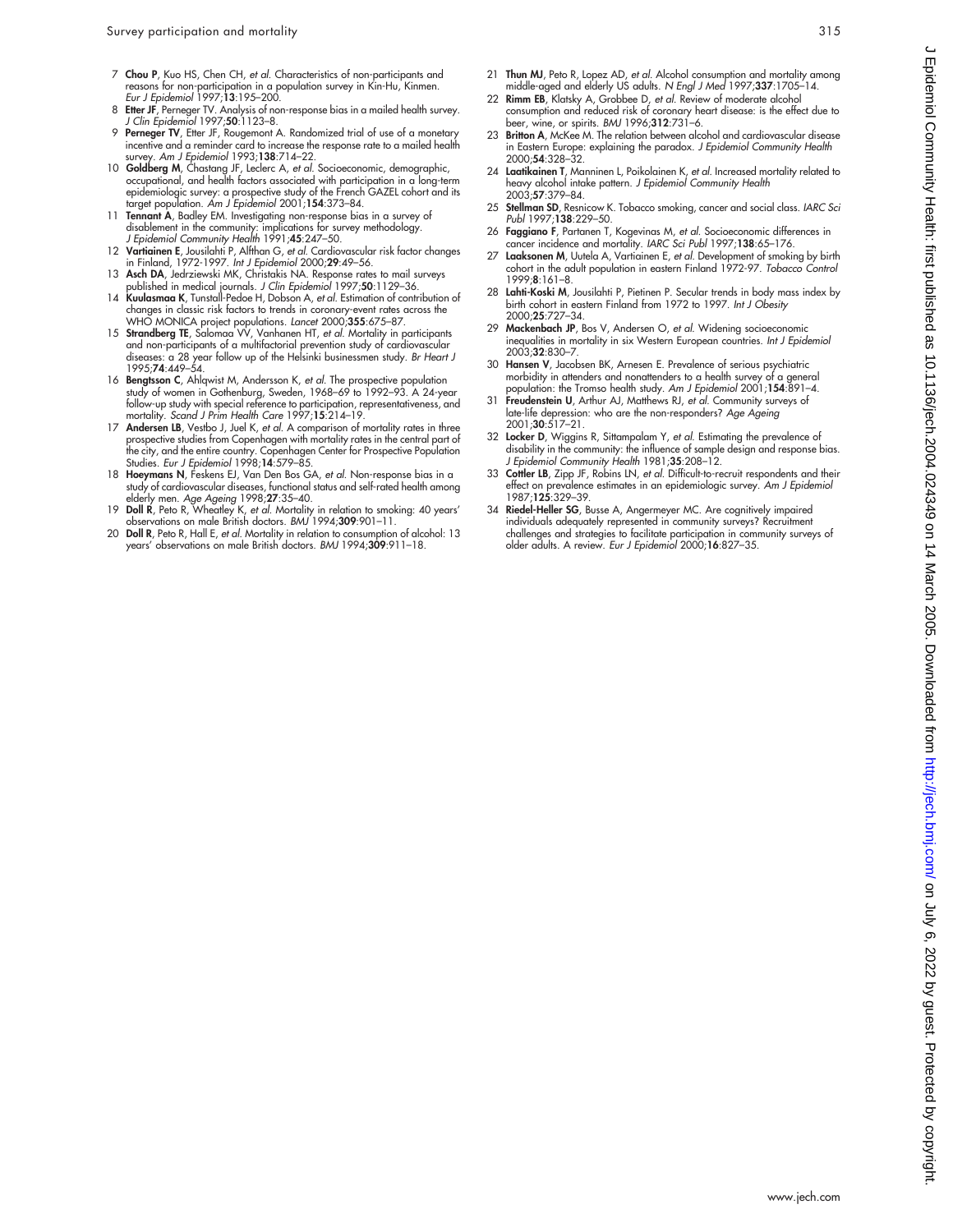7 **Chou P**, Kuo HS, Chen CH, *et al.* Characteristics of non-participants and reasons for non-participation in a population survey in Kin-Hu, Kinmen. *Eur J Epidemiol* 1997;**13**:195–200.

8 **Etter JF**, Perneger TV. Analysis of non-response bias in a mailed health survey. *J Clin Epidemiol* 1997;**50**:1123–8.

9 **Perneger TV**, Etter JF, Rougemont A. Randomized trial of use of a monetary incentive and a reminder card to increase the response rate to a mailed health survey. *Am J Epidemiol* 1993;**138**:714–22.

10 **Goldberg M**, Chastang JF, Leclerc A, *et al.* Socioeconomic, demographic, occupational, and health factors associated with participation in a long-term epidemiologic survey: a prospective study of the French GAZEL cohort and its target population. *Am J Epidemiol* 2001;**154**:373–84.

11 **Tennant A**, Badley EM. Investigating non-response bias in a survey of disablement in the community: implications for survey methodology. *J Epidemiol Community Health* 1991;**45**:247–50.

12 **Vartiainen E**, Jousilahti P, Alfthan G, *et al.* Cardiovascular risk factor changes in Finland, 1972-1997. *Int J Epidemiol* 2000;**29**:49–56.

13 **Asch DA**, Jedrziewski MK, Christakis NA. Response rates to mail surveys published in medical journals. *J Clin Epidemiol* 1997;**50**:1129–36.

14 **Kuulasmaa K**, Tunstall-Pedoe H, Dobson A, *et al.* Estimation of contribution of changes in classic risk factors to trends in coronary-event rates across the WHO MONICA project populations. *Lancet* 2000;**355**:675–87.

15 **Strandberg TE**, Salomaa VV, Vanhanen HT, *et al.* Mortality in participants and non-participants of a multifactorial prevention study of cardiovascular diseases: a 28 year follow up of the Helsinki businessmen study. *Br Heart J* 1995;**74**:449–54.

16 **Bengtsson C**, Ahlqwist M, Andersson K, *et al.* The prospective population study of women in Gothenburg, Sweden, 1968–69 to 1992–93. A 24-year follow-up study with special reference to participation, representativeness, and mortality. *Scand J Prim Health Care* 1997;**15**:214–19.

17 **Andersen LB**, Vestbo J, Juel K, *et al.* A comparison of mortality rates in three prospective studies from Copenhagen with mortality rates in the central part of the city, and the entire country. Copenhagen Center for Prospective Population Studies. *Eur J Epidemiol* 1998;**14**:579–85.

18 **Hoeymans N**, Feskens EJ, Van Den Bos GA, *et al.* Non-response bias in a study of cardiovascular diseases, functional status and self-rated health among elderly men. *Age Ageing* 1998;**27**:35–40.

19 **Doll R**, Peto R, Wheatley K, *et al.* Mortality in relation to smoking: 40 years' observations on male British doctors. *BMJ* 1994;**309**:901–11.

20 **Doll R**, Peto R, Hall E, *et al.* Mortality in relation to consumption of alcohol: 13 years' observations on male British doctors. *BMJ* 1994;**309**:911–18.

21 **Thun MJ**, Peto R, Lopez AD, *et al.* Alcohol consumption and mortality among middle-aged and elderly US adults. *N Engl J Med* 1997;**337**:1705–14.

22 **Rimm EB**, Klatsky A, Grobbee D, *et al.* Review of moderate alcohol consumption and reduced risk of coronary heart disease: is the effect due to beer, wine, or spirits. *BMJ* 1996;**312**:731–6.

23 **Britton A**, McKee M. The relation between alcohol and cardiovascular disease in Eastern Europe: explaining the paradox. *J Epidemiol Community Health* 2000;**54**:328–32.

24 **Laatikainen T**, Manninen L, Poikolainen K, *et al.* Increased mortality related to heavy alcohol intake pattern. *J Epidemiol Community Health* 2003;**57**:379–84.

25 **Stellman SD**, Resnicow K. Tobacco smoking, cancer and social class. *IARC Sci Publ* 1997;**138**:229–50.

26 **Faggiano F**, Partanen T, Kogevinas M, *et al.* Socioeconomic differences in cancer incidence and mortality. *IARC Sci Publ* 1997;**138**:65–176.

27 **Laaksonen M**, Uutela A, Vartiainen E, *et al.* Development of smoking by birth cohort in the adult population in eastern Finland 1972-97. *Tobacco Control* 1999;**8**:161–8.

28 **Lahti-Koski M**, Jousilahti P, Pietinen P. Secular trends in body mass index by birth cohort in eastern Finland from 1972 to 1997. *Int J Obesity* 2000;**25**:727–34.

29 **Mackenbach JP**, Bos V, Andersen O, *et al.* Widening socioeconomic inequalities in mortality in six Western European countries. *Int J Epidemiol* 2003;**32**:830–7.

30 **Hansen V**, Jacobsen BK, Arnesen E. Prevalence of serious psychiatric morbidity in attenders and nonattenders to a health survey of a general population: the Tromso health study. *Am J Epidemiol* 2001;**154**:891–4.

31 **Freudenstein U**, Arthur AJ, Matthews RJ, *et al.* Community surveys of late-life depression: who are the non-responders? *Age Ageing* 2001;**30**:517–21.

32 **Locker D**, Wiggins R, Sittampalam Y, *et al.* Estimating the prevalence of disability in the community: the influence of sample design and response bias. *J Epidemiol Community Health* 1981;**35**:208–12.

33 **Cottler LB**, Zipp JF, Robins LN, *et al.* Difficult-to-recruit respondents and their effect on prevalence estimates in an epidemiologic survey. *Am J Epidemiol* 1987;**125**:329–39.

34 **Riedel-Heller SG**, Busse A, Angermeyer MC. Are cognitively impaired individuals adequately represented in community surveys? Recruitment challenges and strategies to facilitate participation in community surveys of older adults. A review. *Eur J Epidemiol* 2000;**16**:827–35.